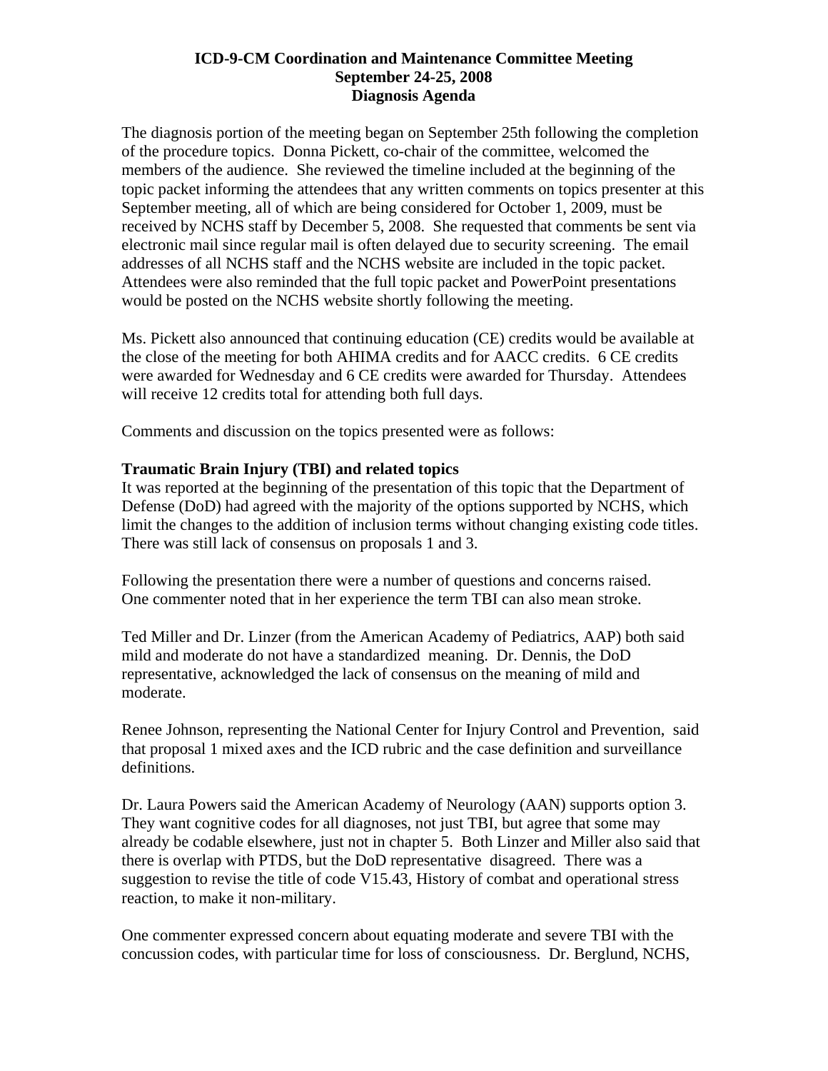# ICD-9-CM Coordination and Maintenance Committee Meeting
## September 24-25, 2008
## Diagnosis Agenda

The diagnosis portion of the meeting began on September 25th following the completion of the procedure topics. Donna Pickett, co-chair of the committee, welcomed the members of the audience. She reviewed the timeline included at the beginning of the topic packet informing the attendees that any written comments on topics presenter at this September meeting, all of which are being considered for October 1, 2009, must be received by NCHS staff by December 5, 2008. She requested that comments be sent via electronic mail since regular mail is often delayed due to security screening. The email addresses of all NCHS staff and the NCHS website are included in the topic packet. Attendees were also reminded that the full topic packet and PowerPoint presentations would be posted on the NCHS website shortly following the meeting.

Ms. Pickett also announced that continuing education (CE) credits would be available at the close of the meeting for both AHIMA credits and for AACC credits. 6 CE credits were awarded for Wednesday and 6 CE credits were awarded for Thursday. Attendees will receive 12 credits total for attending both full days.

Comments and discussion on the topics presented were as follows:

**Traumatic Brain Injury (TBI) and related topics**

It was reported at the beginning of the presentation of this topic that the Department of Defense (DoD) had agreed with the majority of the options supported by NCHS, which limit the changes to the addition of inclusion terms without changing existing code titles. There was still lack of consensus on proposals 1 and 3.

Following the presentation there were a number of questions and concerns raised. One commenter noted that in her experience the term TBI can also mean stroke.

Ted Miller and Dr. Linzer (from the American Academy of Pediatrics, AAP) both said mild and moderate do not have a standardized meaning. Dr. Dennis, the DoD representative, acknowledged the lack of consensus on the meaning of mild and moderate.

Renee Johnson, representing the National Center for Injury Control and Prevention, said that proposal 1 mixed axes and the ICD rubric and the case definition and surveillance definitions.

Dr. Laura Powers said the American Academy of Neurology (AAN) supports option 3. They want cognitive codes for all diagnoses, not just TBI, but agree that some may already be codable elsewhere, just not in chapter 5. Both Linzer and Miller also said that there is overlap with PTDS, but the DoD representative disagreed. There was a suggestion to revise the title of code V15.43, History of combat and operational stress reaction, to make it non-military.

One commenter expressed concern about equating moderate and severe TBI with the concussion codes, with particular time for loss of consciousness. Dr. Berglund, NCHS,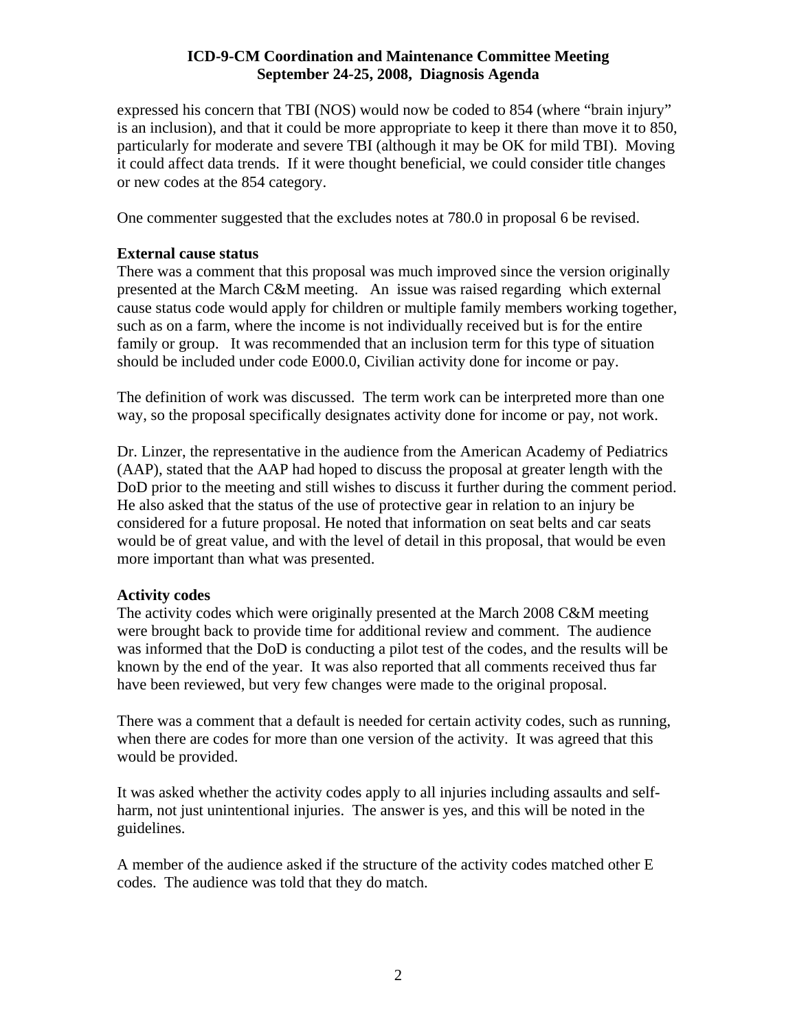expressed his concern that TBI (NOS) would now be coded to 854 (where "brain injury" is an inclusion), and that it could be more appropriate to keep it there than move it to 850, particularly for moderate and severe TBI (although it may be OK for mild TBI). Moving it could affect data trends. If it were thought beneficial, we could consider title changes or new codes at the 854 category.

One commenter suggested that the excludes notes at 780.0 in proposal 6 be revised.

**External cause status**

There was a comment that this proposal was much improved since the version originally presented at the March C&M meeting. An issue was raised regarding which external cause status code would apply for children or multiple family members working together, such as on a farm, where the income is not individually received but is for the entire family or group. It was recommended that an inclusion term for this type of situation should be included under code E000.0, Civilian activity done for income or pay.

The definition of work was discussed. The term work can be interpreted more than one way, so the proposal specifically designates activity done for income or pay, not work.

Dr. Linzer, the representative in the audience from the American Academy of Pediatrics (AAP), stated that the AAP had hoped to discuss the proposal at greater length with the DoD prior to the meeting and still wishes to discuss it further during the comment period. He also asked that the status of the use of protective gear in relation to an injury be considered for a future proposal. He noted that information on seat belts and car seats would be of great value, and with the level of detail in this proposal, that would be even more important than what was presented.

**Activity codes**

The activity codes which were originally presented at the March 2008 C&M meeting were brought back to provide time for additional review and comment. The audience was informed that the DoD is conducting a pilot test of the codes, and the results will be known by the end of the year. It was also reported that all comments received thus far have been reviewed, but very few changes were made to the original proposal.

There was a comment that a default is needed for certain activity codes, such as running, when there are codes for more than one version of the activity. It was agreed that this would be provided.

It was asked whether the activity codes apply to all injuries including assaults and self-harm, not just unintentional injuries. The answer is yes, and this will be noted in the guidelines.

A member of the audience asked if the structure of the activity codes matched other E codes. The audience was told that they do match.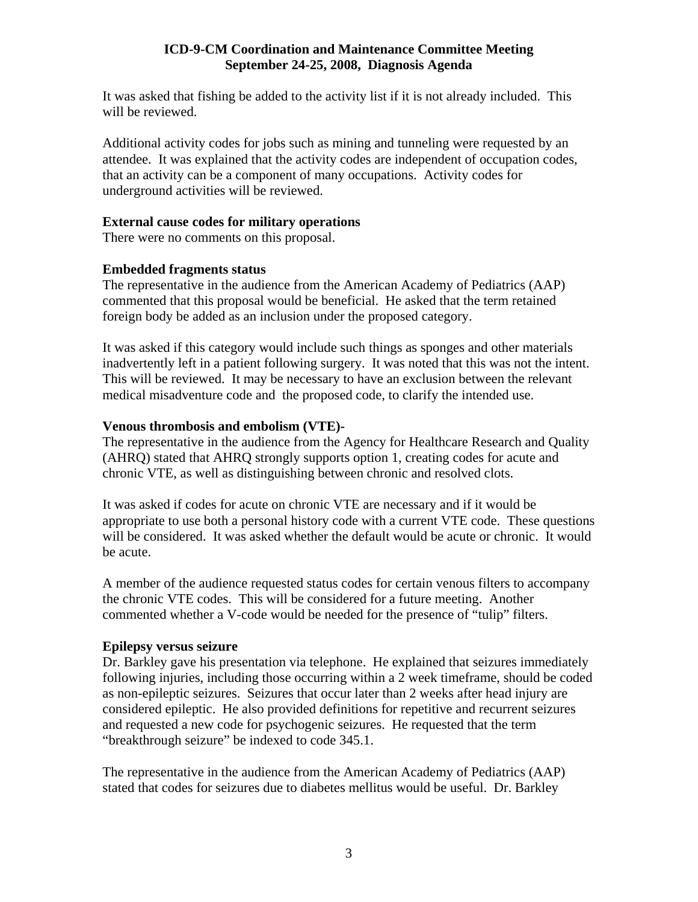It was asked that fishing be added to the activity list if it is not already included. This will be reviewed.

Additional activity codes for jobs such as mining and tunneling were requested by an attendee. It was explained that the activity codes are independent of occupation codes, that an activity can be a component of many occupations. Activity codes for underground activities will be reviewed.

**External cause codes for military operations**
There were no comments on this proposal.

**Embedded fragments status**
The representative in the audience from the American Academy of Pediatrics (AAP) commented that this proposal would be beneficial. He asked that the term retained foreign body be added as an inclusion under the proposed category.

It was asked if this category would include such things as sponges and other materials inadvertently left in a patient following surgery. It was noted that this was not the intent. This will be reviewed. It may be necessary to have an exclusion between the relevant medical misadventure code and the proposed code, to clarify the intended use.

**Venous thrombosis and embolism (VTE)-**
The representative in the audience from the Agency for Healthcare Research and Quality (AHRQ) stated that AHRQ strongly supports option 1, creating codes for acute and chronic VTE, as well as distinguishing between chronic and resolved clots.

It was asked if codes for acute on chronic VTE are necessary and if it would be appropriate to use both a personal history code with a current VTE code. These questions will be considered. It was asked whether the default would be acute or chronic. It would be acute.

A member of the audience requested status codes for certain venous filters to accompany the chronic VTE codes. This will be considered for a future meeting. Another commented whether a V-code would be needed for the presence of "tulip" filters.

**Epilepsy versus seizure**
Dr. Barkley gave his presentation via telephone. He explained that seizures immediately following injuries, including those occurring within a 2 week timeframe, should be coded as non-epileptic seizures. Seizures that occur later than 2 weeks after head injury are considered epileptic. He also provided definitions for repetitive and recurrent seizures and requested a new code for psychogenic seizures. He requested that the term "breakthrough seizure" be indexed to code 345.1.

The representative in the audience from the American Academy of Pediatrics (AAP) stated that codes for seizures due to diabetes mellitus would be useful. Dr. Barkley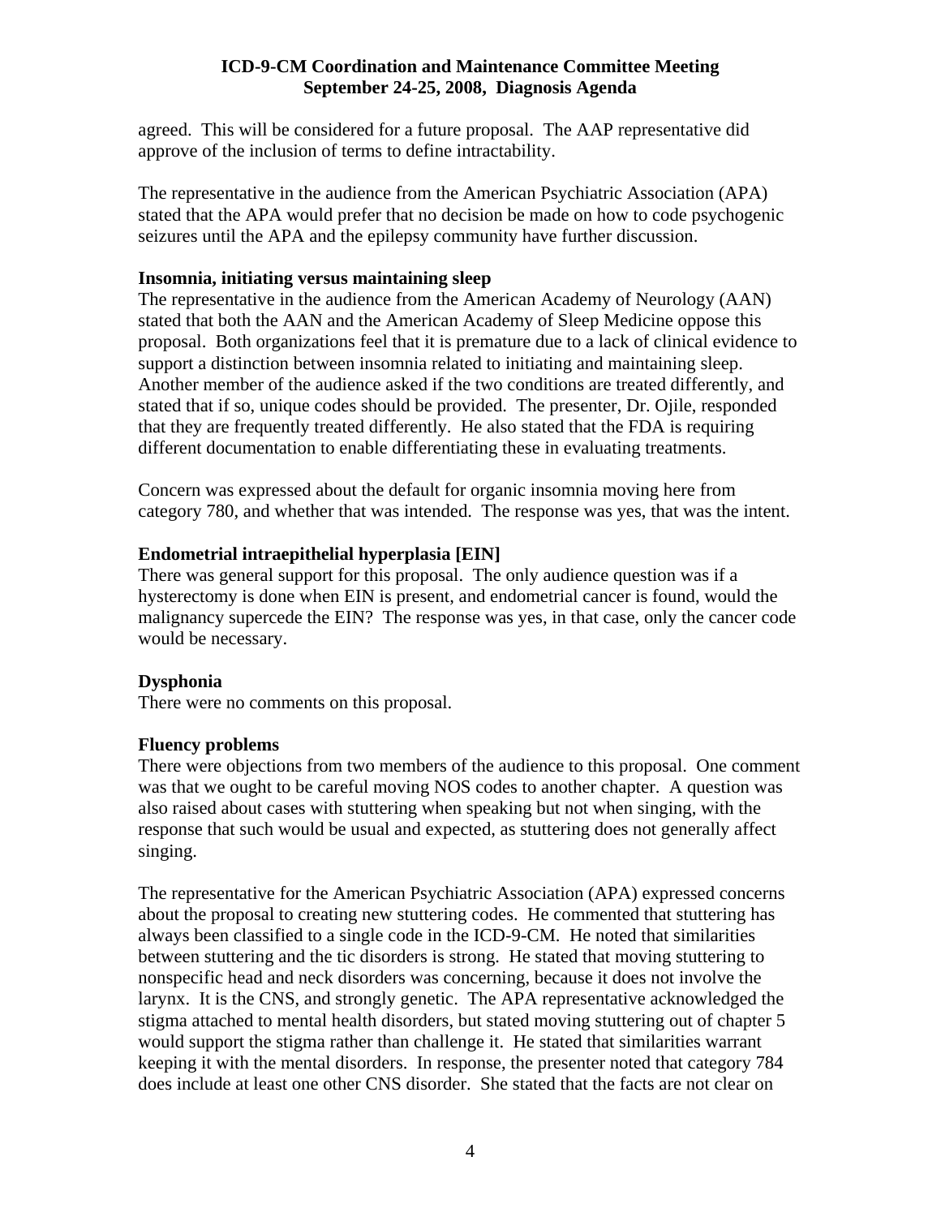agreed. This will be considered for a future proposal. The AAP representative did approve of the inclusion of terms to define intractability.

The representative in the audience from the American Psychiatric Association (APA) stated that the APA would prefer that no decision be made on how to code psychogenic seizures until the APA and the epilepsy community have further discussion.

### Insomnia, initiating versus maintaining sleep

The representative in the audience from the American Academy of Neurology (AAN) stated that both the AAN and the American Academy of Sleep Medicine oppose this proposal. Both organizations feel that it is premature due to a lack of clinical evidence to support a distinction between insomnia related to initiating and maintaining sleep. Another member of the audience asked if the two conditions are treated differently, and stated that if so, unique codes should be provided. The presenter, Dr. Ojile, responded that they are frequently treated differently. He also stated that the FDA is requiring different documentation to enable differentiating these in evaluating treatments.

Concern was expressed about the default for organic insomnia moving here from category 780, and whether that was intended. The response was yes, that was the intent.

### Endometrial intraepithelial hyperplasia [EIN]

There was general support for this proposal. The only audience question was if a hysterectomy is done when EIN is present, and endometrial cancer is found, would the malignancy supercede the EIN? The response was yes, in that case, only the cancer code would be necessary.

### Dysphonia

There were no comments on this proposal.

### Fluency problems

There were objections from two members of the audience to this proposal. One comment was that we ought to be careful moving NOS codes to another chapter. A question was also raised about cases with stuttering when speaking but not when singing, with the response that such would be usual and expected, as stuttering does not generally affect singing.

The representative for the American Psychiatric Association (APA) expressed concerns about the proposal to creating new stuttering codes. He commented that stuttering has always been classified to a single code in the ICD-9-CM. He noted that similarities between stuttering and the tic disorders is strong. He stated that moving stuttering to nonspecific head and neck disorders was concerning, because it does not involve the larynx. It is the CNS, and strongly genetic. The APA representative acknowledged the stigma attached to mental health disorders, but stated moving stuttering out of chapter 5 would support the stigma rather than challenge it. He stated that similarities warrant keeping it with the mental disorders. In response, the presenter noted that category 784 does include at least one other CNS disorder. She stated that the facts are not clear on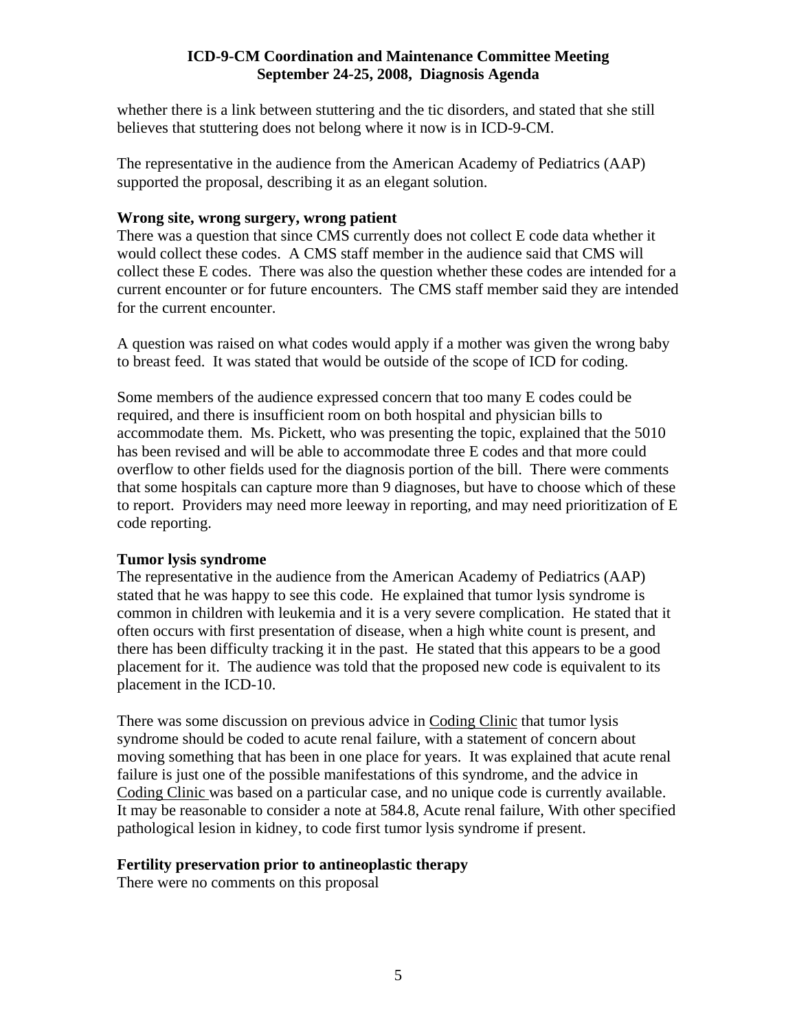whether there is a link between stuttering and the tic disorders, and stated that she still believes that stuttering does not belong where it now is in ICD-9-CM.

The representative in the audience from the American Academy of Pediatrics (AAP) supported the proposal, describing it as an elegant solution.

**Wrong site, wrong surgery, wrong patient**

There was a question that since CMS currently does not collect E code data whether it would collect these codes. A CMS staff member in the audience said that CMS will collect these E codes. There was also the question whether these codes are intended for a current encounter or for future encounters. The CMS staff member said they are intended for the current encounter.

A question was raised on what codes would apply if a mother was given the wrong baby to breast feed. It was stated that would be outside of the scope of ICD for coding.

Some members of the audience expressed concern that too many E codes could be required, and there is insufficient room on both hospital and physician bills to accommodate them. Ms. Pickett, who was presenting the topic, explained that the 5010 has been revised and will be able to accommodate three E codes and that more could overflow to other fields used for the diagnosis portion of the bill. There were comments that some hospitals can capture more than 9 diagnoses, but have to choose which of these to report. Providers may need more leeway in reporting, and may need prioritization of E code reporting.

**Tumor lysis syndrome**

The representative in the audience from the American Academy of Pediatrics (AAP) stated that he was happy to see this code. He explained that tumor lysis syndrome is common in children with leukemia and it is a very severe complication. He stated that it often occurs with first presentation of disease, when a high white count is present, and there has been difficulty tracking it in the past. He stated that this appears to be a good placement for it. The audience was told that the proposed new code is equivalent to its placement in the ICD-10.

There was some discussion on previous advice in Coding Clinic that tumor lysis syndrome should be coded to acute renal failure, with a statement of concern about moving something that has been in one place for years. It was explained that acute renal failure is just one of the possible manifestations of this syndrome, and the advice in Coding Clinic was based on a particular case, and no unique code is currently available. It may be reasonable to consider a note at 584.8, Acute renal failure, With other specified pathological lesion in kidney, to code first tumor lysis syndrome if present.

**Fertility preservation prior to antineoplastic therapy**

There were no comments on this proposal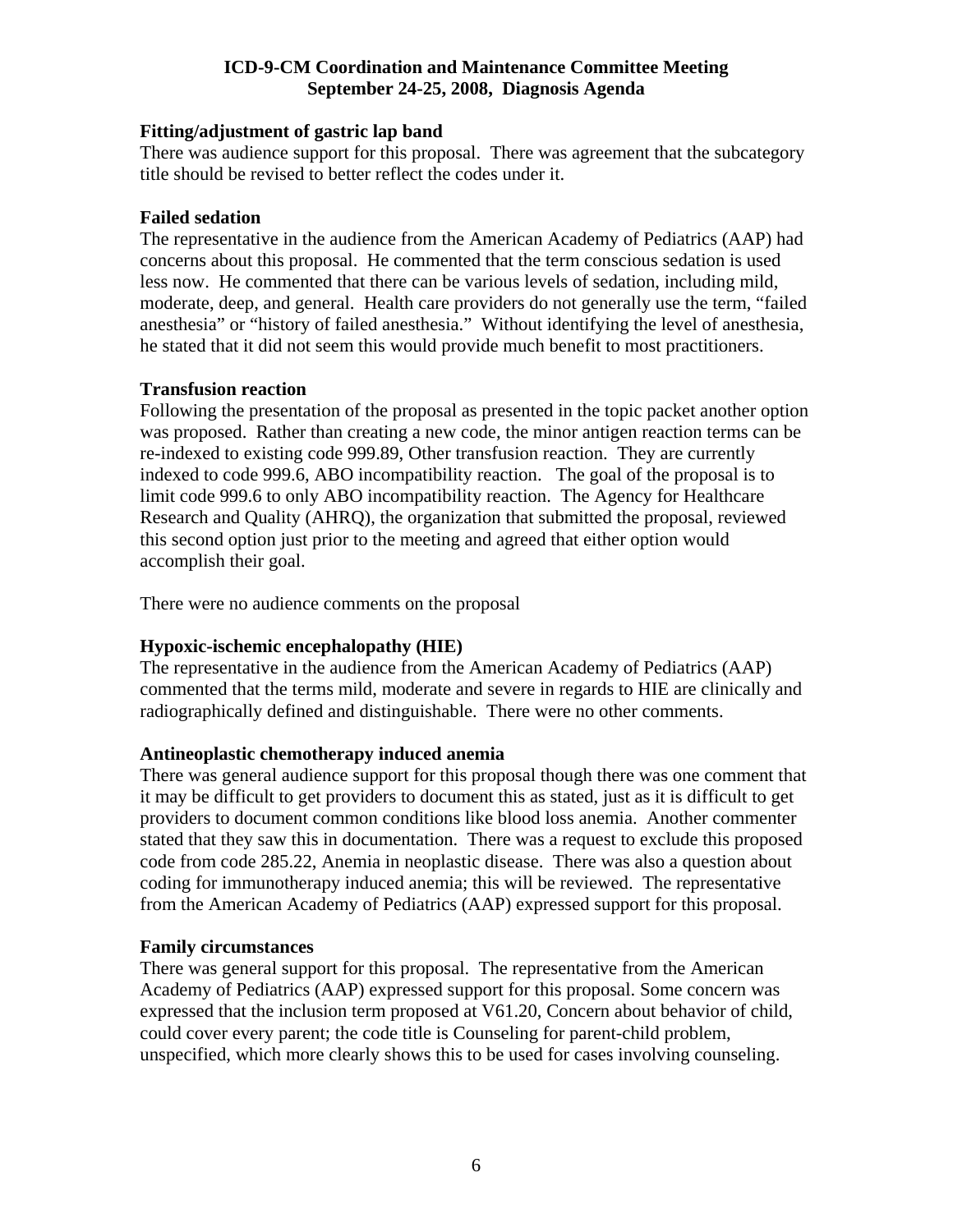**Fitting/adjustment of gastric lap band**

There was audience support for this proposal. There was agreement that the subcategory title should be revised to better reflect the codes under it.

**Failed sedation**

The representative in the audience from the American Academy of Pediatrics (AAP) had concerns about this proposal. He commented that the term conscious sedation is used less now. He commented that there can be various levels of sedation, including mild, moderate, deep, and general. Health care providers do not generally use the term, "failed anesthesia" or "history of failed anesthesia." Without identifying the level of anesthesia, he stated that it did not seem this would provide much benefit to most practitioners.

**Transfusion reaction**

Following the presentation of the proposal as presented in the topic packet another option was proposed. Rather than creating a new code, the minor antigen reaction terms can be re-indexed to existing code 999.89, Other transfusion reaction. They are currently indexed to code 999.6, ABO incompatibility reaction. The goal of the proposal is to limit code 999.6 to only ABO incompatibility reaction. The Agency for Healthcare Research and Quality (AHRQ), the organization that submitted the proposal, reviewed this second option just prior to the meeting and agreed that either option would accomplish their goal.

There were no audience comments on the proposal

**Hypoxic-ischemic encephalopathy (HIE)**

The representative in the audience from the American Academy of Pediatrics (AAP) commented that the terms mild, moderate and severe in regards to HIE are clinically and radiographically defined and distinguishable. There were no other comments.

**Antineoplastic chemotherapy induced anemia**

There was general audience support for this proposal though there was one comment that it may be difficult to get providers to document this as stated, just as it is difficult to get providers to document common conditions like blood loss anemia. Another commenter stated that they saw this in documentation. There was a request to exclude this proposed code from code 285.22, Anemia in neoplastic disease. There was also a question about coding for immunotherapy induced anemia; this will be reviewed. The representative from the American Academy of Pediatrics (AAP) expressed support for this proposal.

**Family circumstances**

There was general support for this proposal. The representative from the American Academy of Pediatrics (AAP) expressed support for this proposal. Some concern was expressed that the inclusion term proposed at V61.20, Concern about behavior of child, could cover every parent; the code title is Counseling for parent-child problem, unspecified, which more clearly shows this to be used for cases involving counseling.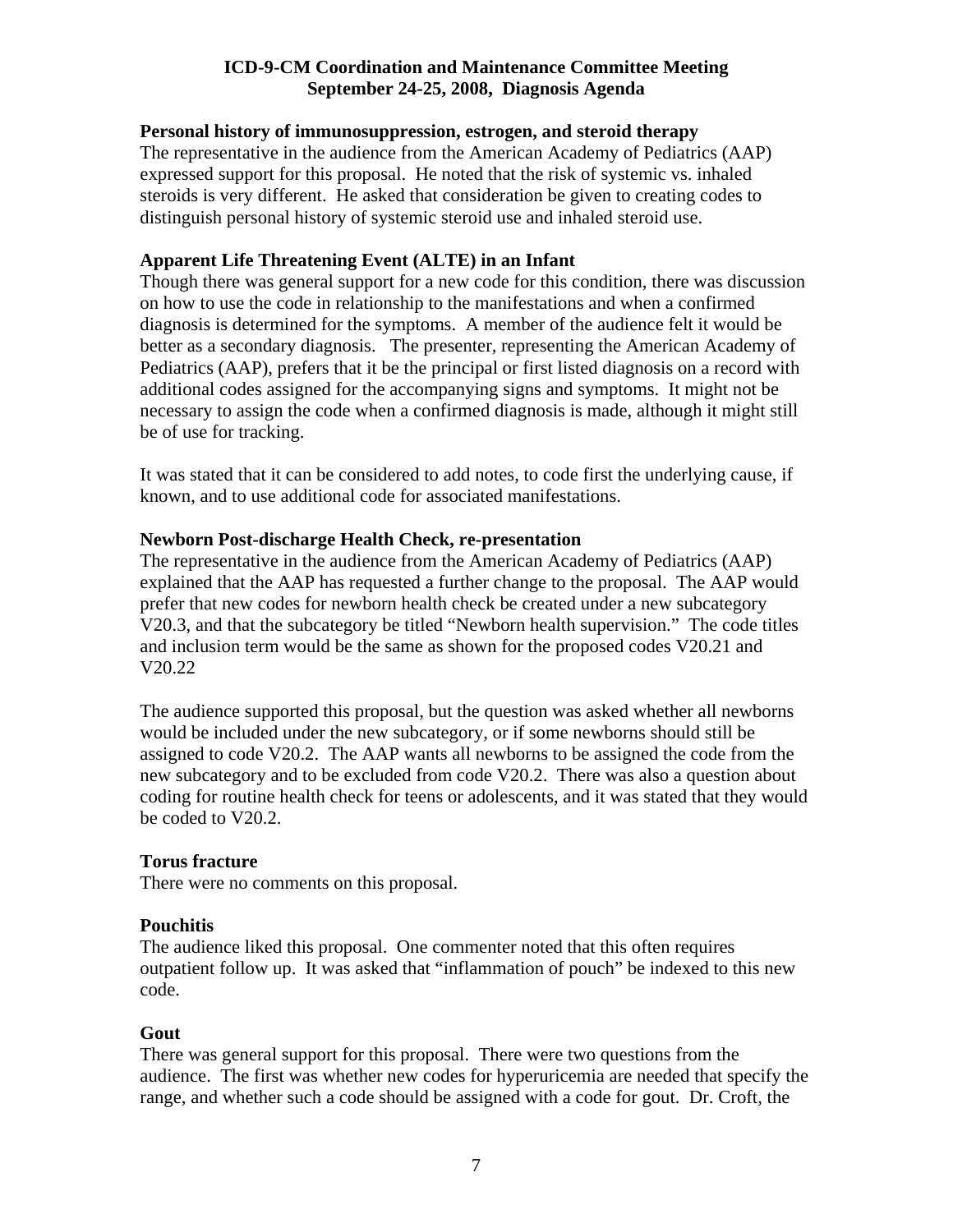**ICD-9-CM Coordination and Maintenance Committee Meeting**
**September 24-25, 2008, Diagnosis Agenda**

### Personal history of immunosuppression, estrogen, and steroid therapy

The representative in the audience from the American Academy of Pediatrics (AAP) expressed support for this proposal. He noted that the risk of systemic vs. inhaled steroids is very different. He asked that consideration be given to creating codes to distinguish personal history of systemic steroid use and inhaled steroid use.

### Apparent Life Threatening Event (ALTE) in an Infant

Though there was general support for a new code for this condition, there was discussion on how to use the code in relationship to the manifestations and when a confirmed diagnosis is determined for the symptoms. A member of the audience felt it would be better as a secondary diagnosis. The presenter, representing the American Academy of Pediatrics (AAP), prefers that it be the principal or first listed diagnosis on a record with additional codes assigned for the accompanying signs and symptoms. It might not be necessary to assign the code when a confirmed diagnosis is made, although it might still be of use for tracking.

It was stated that it can be considered to add notes, to code first the underlying cause, if known, and to use additional code for associated manifestations.

### Newborn Post-discharge Health Check, re-presentation

The representative in the audience from the American Academy of Pediatrics (AAP) explained that the AAP has requested a further change to the proposal. The AAP would prefer that new codes for newborn health check be created under a new subcategory V20.3, and that the subcategory be titled "Newborn health supervision." The code titles and inclusion term would be the same as shown for the proposed codes V20.21 and V20.22

The audience supported this proposal, but the question was asked whether all newborns would be included under the new subcategory, or if some newborns should still be assigned to code V20.2. The AAP wants all newborns to be assigned the code from the new subcategory and to be excluded from code V20.2. There was also a question about coding for routine health check for teens or adolescents, and it was stated that they would be coded to V20.2.

### Torus fracture

There were no comments on this proposal.

### Pouchitis

The audience liked this proposal. One commenter noted that this often requires outpatient follow up. It was asked that "inflammation of pouch" be indexed to this new code.

### Gout

There was general support for this proposal. There were two questions from the audience. The first was whether new codes for hyperuricemia are needed that specify the range, and whether such a code should be assigned with a code for gout. Dr. Croft, the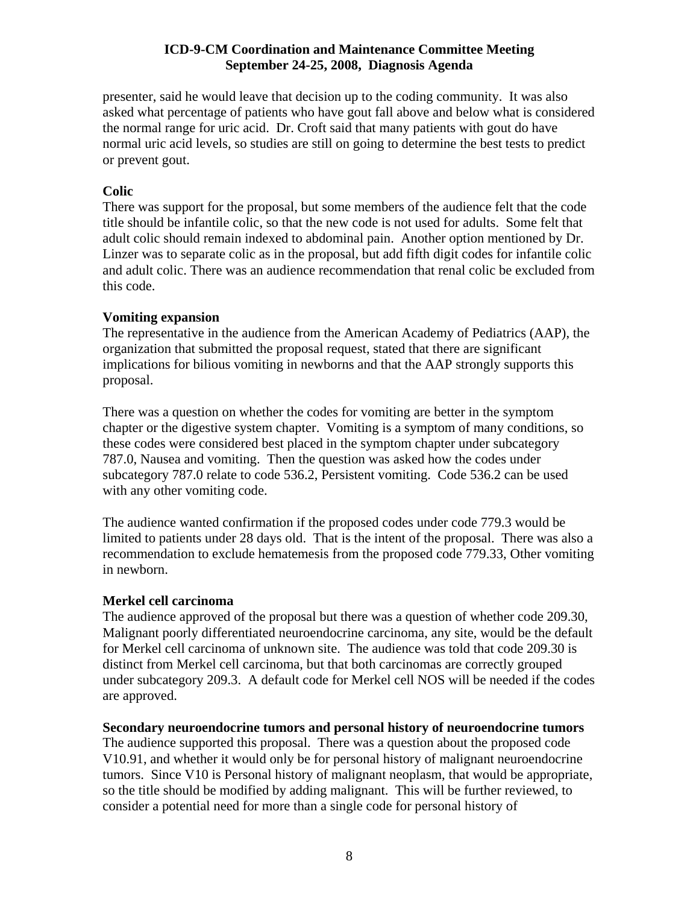presenter, said he would leave that decision up to the coding community. It was also asked what percentage of patients who have gout fall above and below what is considered the normal range for uric acid. Dr. Croft said that many patients with gout do have normal uric acid levels, so studies are still on going to determine the best tests to predict or prevent gout.

**Colic**

There was support for the proposal, but some members of the audience felt that the code title should be infantile colic, so that the new code is not used for adults. Some felt that adult colic should remain indexed to abdominal pain. Another option mentioned by Dr. Linzer was to separate colic as in the proposal, but add fifth digit codes for infantile colic and adult colic. There was an audience recommendation that renal colic be excluded from this code.

**Vomiting expansion**

The representative in the audience from the American Academy of Pediatrics (AAP), the organization that submitted the proposal request, stated that there are significant implications for bilious vomiting in newborns and that the AAP strongly supports this proposal.

There was a question on whether the codes for vomiting are better in the symptom chapter or the digestive system chapter. Vomiting is a symptom of many conditions, so these codes were considered best placed in the symptom chapter under subcategory 787.0, Nausea and vomiting. Then the question was asked how the codes under subcategory 787.0 relate to code 536.2, Persistent vomiting. Code 536.2 can be used with any other vomiting code.

The audience wanted confirmation if the proposed codes under code 779.3 would be limited to patients under 28 days old. That is the intent of the proposal. There was also a recommendation to exclude hematemesis from the proposed code 779.33, Other vomiting in newborn.

**Merkel cell carcinoma**

The audience approved of the proposal but there was a question of whether code 209.30, Malignant poorly differentiated neuroendocrine carcinoma, any site, would be the default for Merkel cell carcinoma of unknown site. The audience was told that code 209.30 is distinct from Merkel cell carcinoma, but that both carcinomas are correctly grouped under subcategory 209.3. A default code for Merkel cell NOS will be needed if the codes are approved.

**Secondary neuroendocrine tumors and personal history of neuroendocrine tumors**

The audience supported this proposal. There was a question about the proposed code V10.91, and whether it would only be for personal history of malignant neuroendocrine tumors. Since V10 is Personal history of malignant neoplasm, that would be appropriate, so the title should be modified by adding malignant. This will be further reviewed, to consider a potential need for more than a single code for personal history of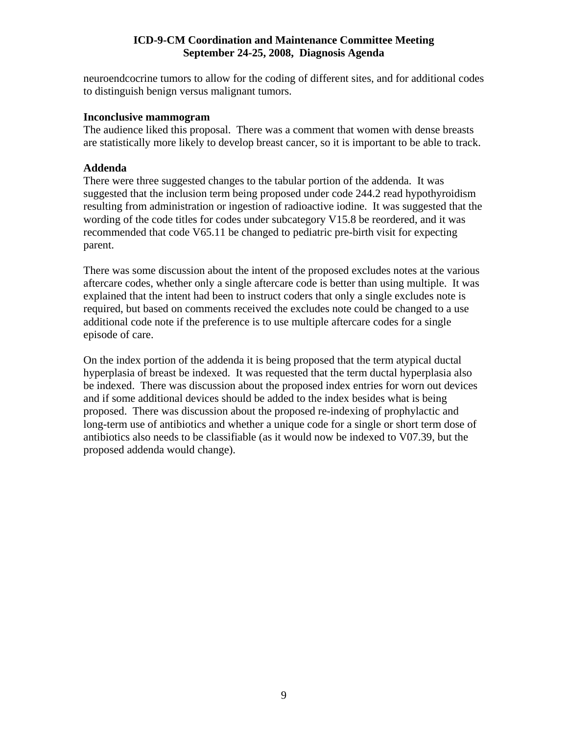neuroendcocrine tumors to allow for the coding of different sites, and for additional codes to distinguish benign versus malignant tumors.

**Inconclusive mammogram**

The audience liked this proposal. There was a comment that women with dense breasts are statistically more likely to develop breast cancer, so it is important to be able to track.

**Addenda**

There were three suggested changes to the tabular portion of the addenda. It was suggested that the inclusion term being proposed under code 244.2 read hypothyroidism resulting from administration or ingestion of radioactive iodine. It was suggested that the wording of the code titles for codes under subcategory V15.8 be reordered, and it was recommended that code V65.11 be changed to pediatric pre-birth visit for expecting parent.

There was some discussion about the intent of the proposed excludes notes at the various aftercare codes, whether only a single aftercare code is better than using multiple. It was explained that the intent had been to instruct coders that only a single excludes note is required, but based on comments received the excludes note could be changed to a use additional code note if the preference is to use multiple aftercare codes for a single episode of care.

On the index portion of the addenda it is being proposed that the term atypical ductal hyperplasia of breast be indexed. It was requested that the term ductal hyperplasia also be indexed. There was discussion about the proposed index entries for worn out devices and if some additional devices should be added to the index besides what is being proposed. There was discussion about the proposed re-indexing of prophylactic and long-term use of antibiotics and whether a unique code for a single or short term dose of antibiotics also needs to be classifiable (as it would now be indexed to V07.39, but the proposed addenda would change).